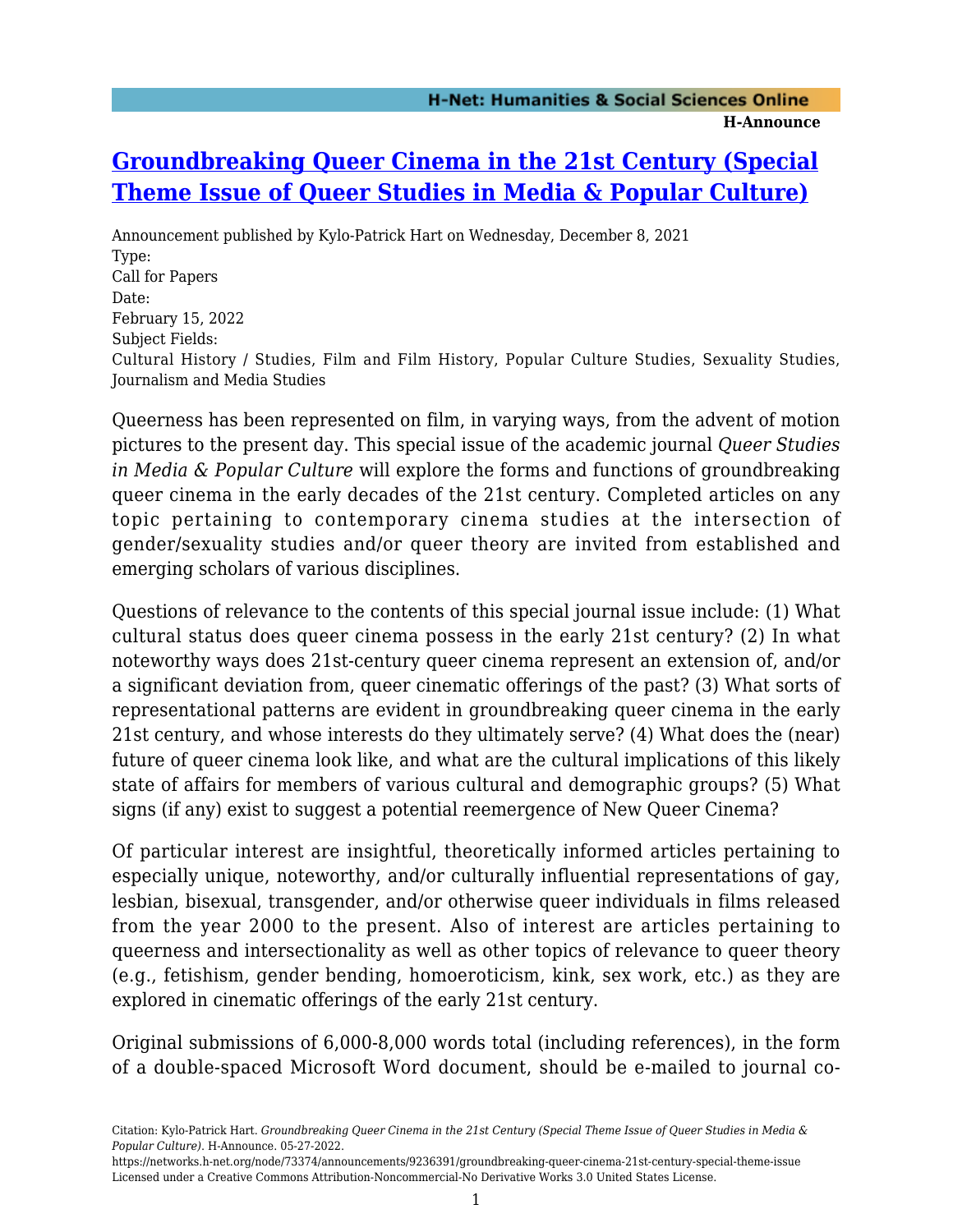# Groundbreaking Queer Cinema in the 21st Century (Special Theme Issue of Queer Studies in Media & Popular Culture)

Announcement published by Kylo-Patrick Hart on Wednesday, December 8, 2021

Type:
Call for Papers

Date:
February 15, 2022

Subject Fields:
Cultural History / Studies, Film and Film History, Popular Culture Studies, Sexuality Studies, Journalism and Media Studies

Queerness has been represented on film, in varying ways, from the advent of motion pictures to the present day. This special issue of the academic journal *Queer Studies in Media & Popular Culture* will explore the forms and functions of groundbreaking queer cinema in the early decades of the 21st century. Completed articles on any topic pertaining to contemporary cinema studies at the intersection of gender/sexuality studies and/or queer theory are invited from established and emerging scholars of various disciplines.

Questions of relevance to the contents of this special journal issue include: (1) What cultural status does queer cinema possess in the early 21st century? (2) In what noteworthy ways does 21st-century queer cinema represent an extension of, and/or a significant deviation from, queer cinematic offerings of the past? (3) What sorts of representational patterns are evident in groundbreaking queer cinema in the early 21st century, and whose interests do they ultimately serve? (4) What does the (near) future of queer cinema look like, and what are the cultural implications of this likely state of affairs for members of various cultural and demographic groups? (5) What signs (if any) exist to suggest a potential reemergence of New Queer Cinema?

Of particular interest are insightful, theoretically informed articles pertaining to especially unique, noteworthy, and/or culturally influential representations of gay, lesbian, bisexual, transgender, and/or otherwise queer individuals in films released from the year 2000 to the present. Also of interest are articles pertaining to queerness and intersectionality as well as other topics of relevance to queer theory (e.g., fetishism, gender bending, homoeroticism, kink, sex work, etc.) as they are explored in cinematic offerings of the early 21st century.

Original submissions of 6,000-8,000 words total (including references), in the form of a double-spaced Microsoft Word document, should be e-mailed to journal co-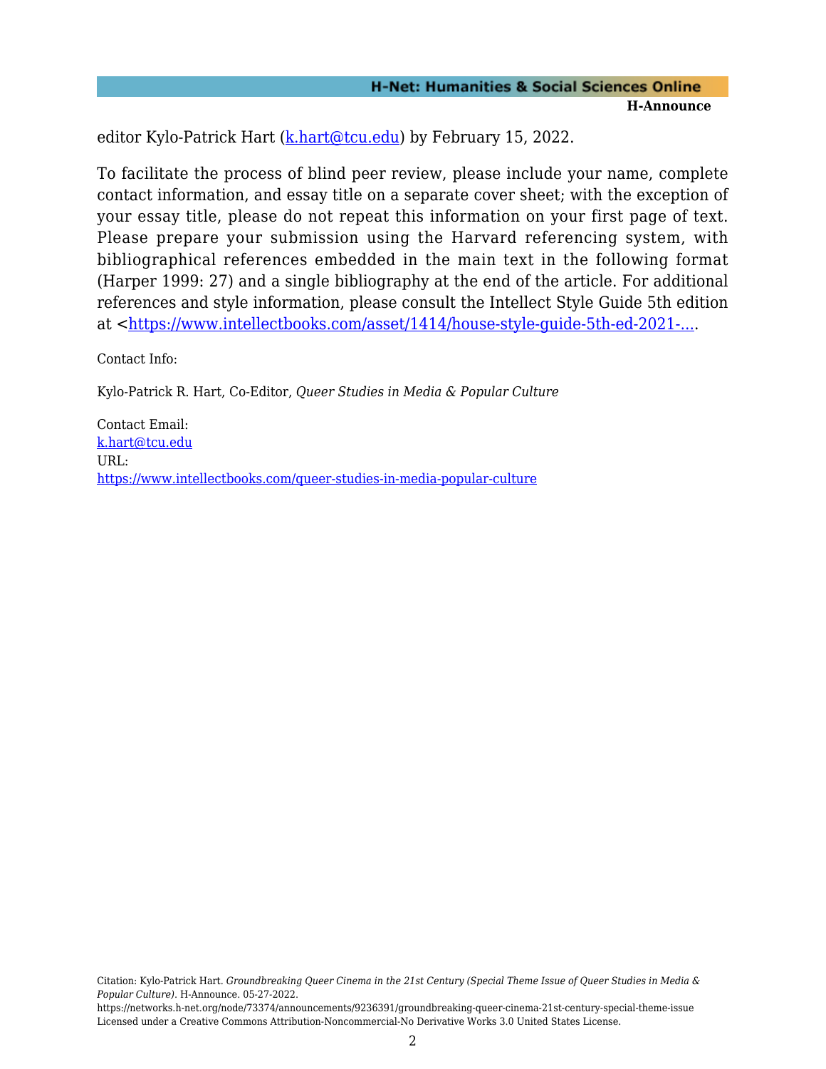editor Kylo-Patrick Hart (k.hart@tcu.edu) by February 15, 2022.

To facilitate the process of blind peer review, please include your name, complete contact information, and essay title on a separate cover sheet; with the exception of your essay title, please do not repeat this information on your first page of text. Please prepare your submission using the Harvard referencing system, with bibliographical references embedded in the main text in the following format (Harper 1999: 27) and a single bibliography at the end of the article. For additional references and style information, please consult the Intellect Style Guide 5th edition at <https://www.intellectbooks.com/asset/1414/house-style-guide-5th-ed-2021-....

Contact Info:

Kylo-Patrick R. Hart, Co-Editor, *Queer Studies in Media & Popular Culture*

Contact Email:
k.hart@tcu.edu
URL:
https://www.intellectbooks.com/queer-studies-in-media-popular-culture

Citation: Kylo-Patrick Hart. *Groundbreaking Queer Cinema in the 21st Century (Special Theme Issue of Queer Studies in Media & Popular Culture)*. H-Announce. 05-27-2022.
https://networks.h-net.org/node/73374/announcements/9236391/groundbreaking-queer-cinema-21st-century-special-theme-issue
Licensed under a Creative Commons Attribution-Noncommercial-No Derivative Works 3.0 United States License.